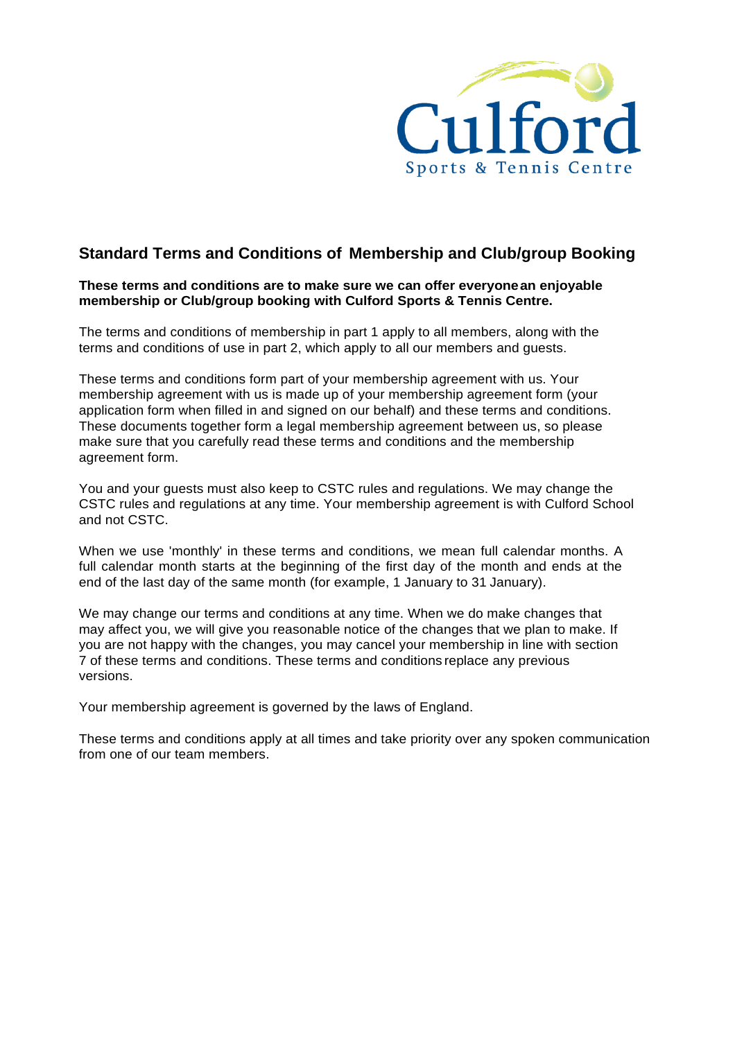Culford

Sports & Tennis Centre

## Standard Terms and Conditions of Membership and Club/group Booking

**These terms and conditions are to make sure we can offer everyone an enjoyable membership or Club/group booking with Culford Sports & Tennis Centre.**

The terms and conditions of membership in part 1 apply to all members, along with the terms and conditions of use in part 2, which apply to all our members and guests.

These terms and conditions form part of your membership agreement with us. Your membership agreement with us is made up of your membership agreement form (your application form when filled in and signed on our behalf) and these terms and conditions. These documents together form a legal membership agreement between us, so please make sure that you carefully read these terms and conditions and the membership agreement form.

You and your guests must also keep to CSTC rules and regulations. We may change the CSTC rules and regulations at any time. Your membership agreement is with Culford School and not CSTC.

When we use 'monthly' in these terms and conditions, we mean full calendar months. A full calendar month starts at the beginning of the first day of the month and ends at the end of the last day of the same month (for example, 1 January to 31 January).

We may change our terms and conditions at any time. When we do make changes that may affect you, we will give you reasonable notice of the changes that we plan to make. If you are not happy with the changes, you may cancel your membership in line with section 7 of these terms and conditions. These terms and conditions replace any previous versions.

Your membership agreement is governed by the laws of England.

These terms and conditions apply at all times and take priority over any spoken communication from one of our team members.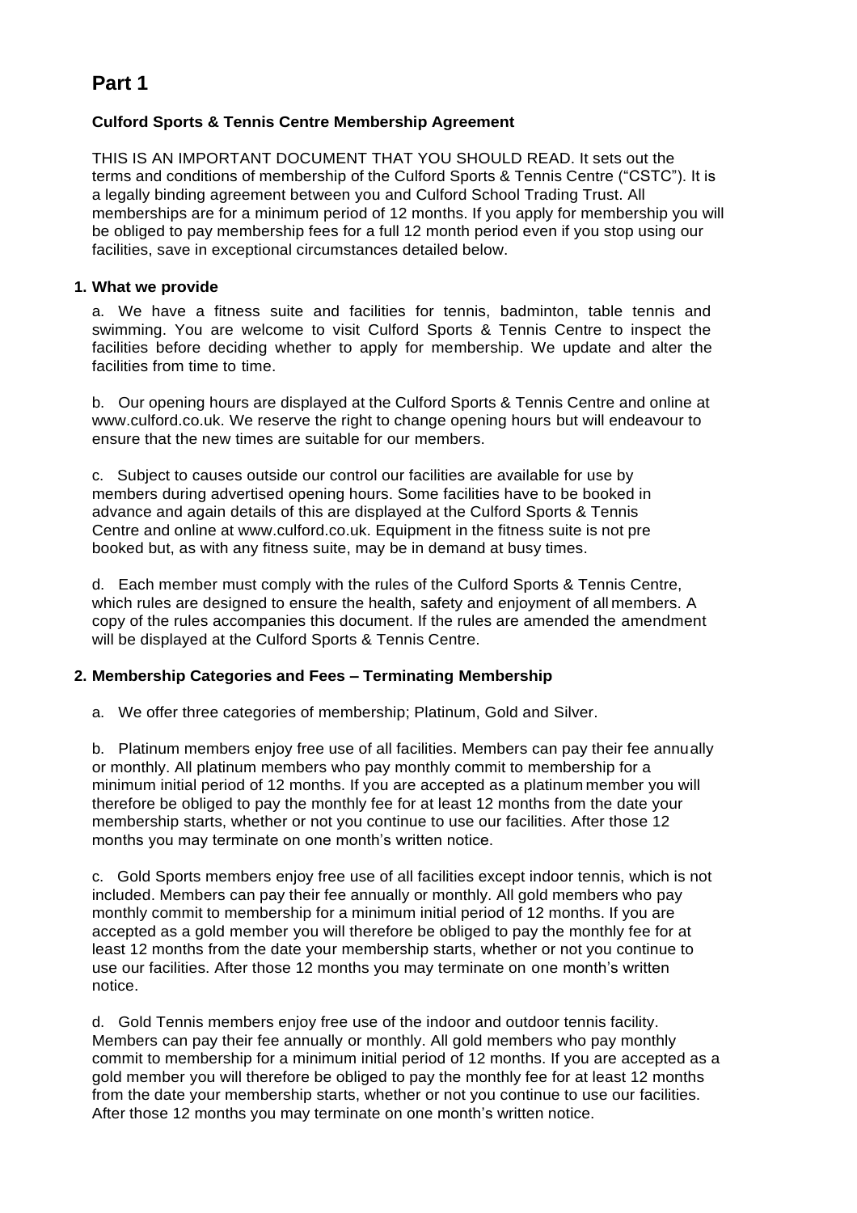# Part 1

**Culford Sports & Tennis Centre Membership Agreement**

THIS IS AN IMPORTANT DOCUMENT THAT YOU SHOULD READ. It sets out the terms and conditions of membership of the Culford Sports & Tennis Centre ("CSTC"). It is a legally binding agreement between you and Culford School Trading Trust. All memberships are for a minimum period of 12 months. If you apply for membership you will be obliged to pay membership fees for a full 12 month period even if you stop using our facilities, save in exceptional circumstances detailed below.

**1. What we provide**

a. We have a fitness suite and facilities for tennis, badminton, table tennis and swimming. You are welcome to visit Culford Sports & Tennis Centre to inspect the facilities before deciding whether to apply for membership. We update and alter the facilities from time to time.

b. Our opening hours are displayed at the Culford Sports & Tennis Centre and online at www.culford.co.uk. We reserve the right to change opening hours but will endeavour to ensure that the new times are suitable for our members.

c. Subject to causes outside our control our facilities are available for use by members during advertised opening hours. Some facilities have to be booked in advance and again details of this are displayed at the Culford Sports & Tennis Centre and online at www.culford.co.uk. Equipment in the fitness suite is not pre booked but, as with any fitness suite, may be in demand at busy times.

d. Each member must comply with the rules of the Culford Sports & Tennis Centre, which rules are designed to ensure the health, safety and enjoyment of all members. A copy of the rules accompanies this document. If the rules are amended the amendment will be displayed at the Culford Sports & Tennis Centre.

**2. Membership Categories and Fees – Terminating Membership**

a. We offer three categories of membership; Platinum, Gold and Silver.

b. Platinum members enjoy free use of all facilities. Members can pay their fee annually or monthly. All platinum members who pay monthly commit to membership for a minimum initial period of 12 months. If you are accepted as a platinum member you will therefore be obliged to pay the monthly fee for at least 12 months from the date your membership starts, whether or not you continue to use our facilities. After those 12 months you may terminate on one month's written notice.

c. Gold Sports members enjoy free use of all facilities except indoor tennis, which is not included. Members can pay their fee annually or monthly. All gold members who pay monthly commit to membership for a minimum initial period of 12 months. If you are accepted as a gold member you will therefore be obliged to pay the monthly fee for at least 12 months from the date your membership starts, whether or not you continue to use our facilities. After those 12 months you may terminate on one month's written notice.

d. Gold Tennis members enjoy free use of the indoor and outdoor tennis facility. Members can pay their fee annually or monthly. All gold members who pay monthly commit to membership for a minimum initial period of 12 months. If you are accepted as a gold member you will therefore be obliged to pay the monthly fee for at least 12 months from the date your membership starts, whether or not you continue to use our facilities. After those 12 months you may terminate on one month's written notice.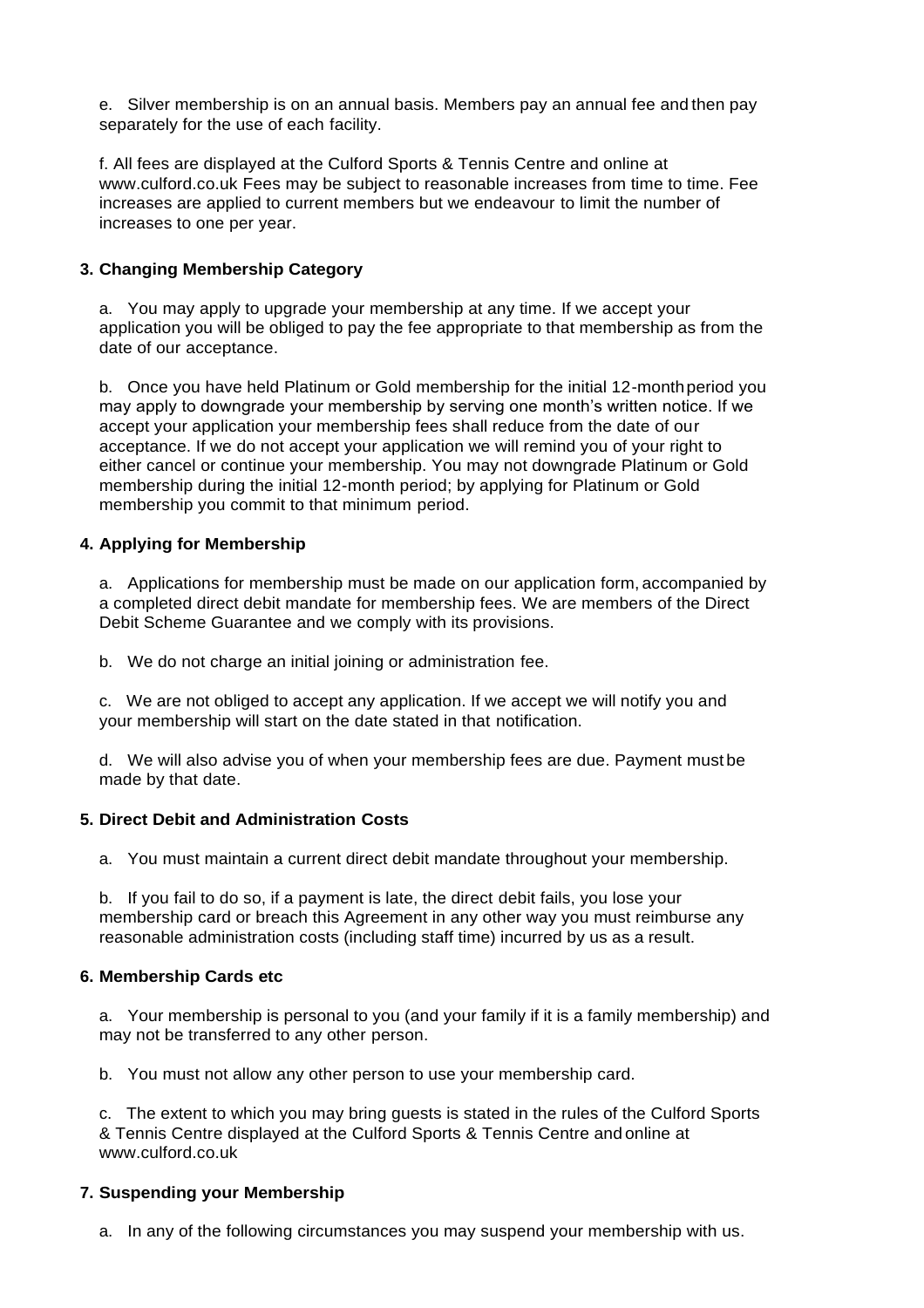e. Silver membership is on an annual basis. Members pay an annual fee and then pay separately for the use of each facility.

f. All fees are displayed at the Culford Sports & Tennis Centre and online at www.culford.co.uk Fees may be subject to reasonable increases from time to time. Fee increases are applied to current members but we endeavour to limit the number of increases to one per year.

### 3. Changing Membership Category

a. You may apply to upgrade your membership at any time. If we accept your application you will be obliged to pay the fee appropriate to that membership as from the date of our acceptance.

b. Once you have held Platinum or Gold membership for the initial 12-month period you may apply to downgrade your membership by serving one month's written notice. If we accept your application your membership fees shall reduce from the date of our acceptance. If we do not accept your application we will remind you of your right to either cancel or continue your membership. You may not downgrade Platinum or Gold membership during the initial 12-month period; by applying for Platinum or Gold membership you commit to that minimum period.

### 4. Applying for Membership

a. Applications for membership must be made on our application form, accompanied by a completed direct debit mandate for membership fees. We are members of the Direct Debit Scheme Guarantee and we comply with its provisions.

b. We do not charge an initial joining or administration fee.

c. We are not obliged to accept any application. If we accept we will notify you and your membership will start on the date stated in that notification.

d. We will also advise you of when your membership fees are due. Payment must be made by that date.

### 5. Direct Debit and Administration Costs

a. You must maintain a current direct debit mandate throughout your membership.

b. If you fail to do so, if a payment is late, the direct debit fails, you lose your membership card or breach this Agreement in any other way you must reimburse any reasonable administration costs (including staff time) incurred by us as a result.

### 6. Membership Cards etc

a. Your membership is personal to you (and your family if it is a family membership) and may not be transferred to any other person.

b. You must not allow any other person to use your membership card.

c. The extent to which you may bring guests is stated in the rules of the Culford Sports & Tennis Centre displayed at the Culford Sports & Tennis Centre and online at www.culford.co.uk

### 7. Suspending your Membership

a. In any of the following circumstances you may suspend your membership with us.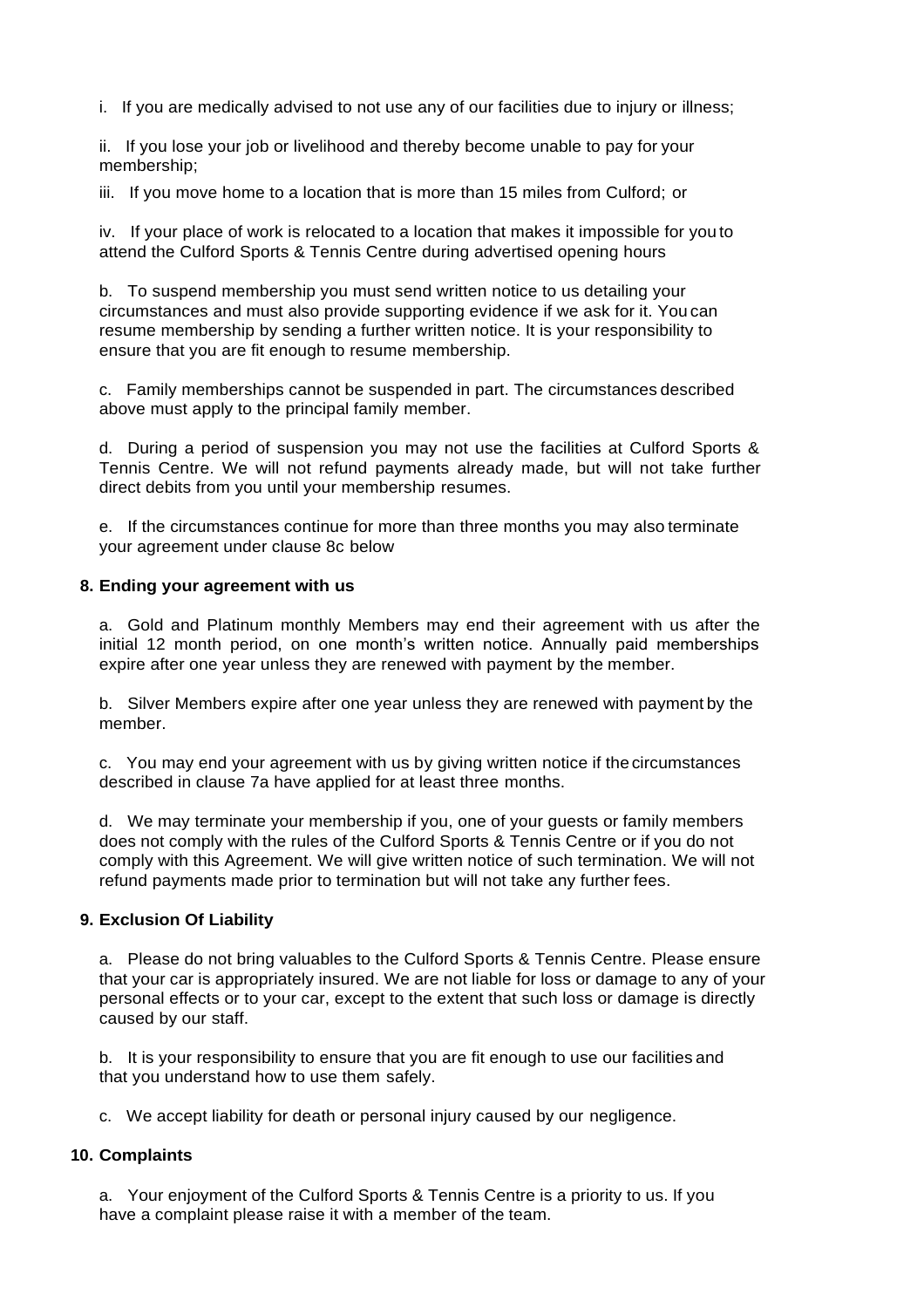i. If you are medically advised to not use any of our facilities due to injury or illness;

ii. If you lose your job or livelihood and thereby become unable to pay for your membership;

iii. If you move home to a location that is more than 15 miles from Culford; or

iv. If your place of work is relocated to a location that makes it impossible for you to attend the Culford Sports & Tennis Centre during advertised opening hours

b. To suspend membership you must send written notice to us detailing your circumstances and must also provide supporting evidence if we ask for it. You can resume membership by sending a further written notice. It is your responsibility to ensure that you are fit enough to resume membership.

c. Family memberships cannot be suspended in part. The circumstances described above must apply to the principal family member.

d. During a period of suspension you may not use the facilities at Culford Sports & Tennis Centre. We will not refund payments already made, but will not take further direct debits from you until your membership resumes.

e. If the circumstances continue for more than three months you may also terminate your agreement under clause 8c below

**8. Ending your agreement with us**

a. Gold and Platinum monthly Members may end their agreement with us after the initial 12 month period, on one month's written notice. Annually paid memberships expire after one year unless they are renewed with payment by the member.

b. Silver Members expire after one year unless they are renewed with payment by the member.

c. You may end your agreement with us by giving written notice if the circumstances described in clause 7a have applied for at least three months.

d. We may terminate your membership if you, one of your guests or family members does not comply with the rules of the Culford Sports & Tennis Centre or if you do not comply with this Agreement. We will give written notice of such termination. We will not refund payments made prior to termination but will not take any further fees.

**9. Exclusion Of Liability**

a. Please do not bring valuables to the Culford Sports & Tennis Centre. Please ensure that your car is appropriately insured. We are not liable for loss or damage to any of your personal effects or to your car, except to the extent that such loss or damage is directly caused by our staff.

b. It is your responsibility to ensure that you are fit enough to use our facilities and that you understand how to use them safely.

c. We accept liability for death or personal injury caused by our negligence.

**10. Complaints**

a. Your enjoyment of the Culford Sports & Tennis Centre is a priority to us. If you have a complaint please raise it with a member of the team.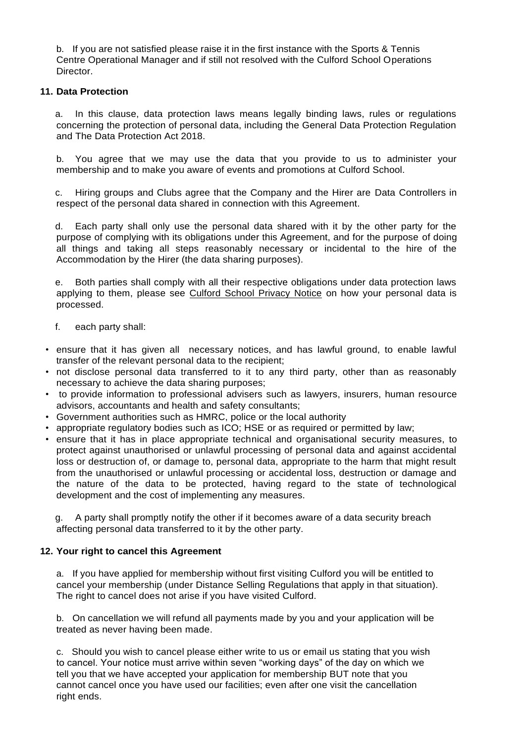b. If you are not satisfied please raise it in the first instance with the Sports & Tennis Centre Operational Manager and if still not resolved with the Culford School Operations Director.

**11. Data Protection**

a. In this clause, data protection laws means legally binding laws, rules or regulations concerning the protection of personal data, including the General Data Protection Regulation and The Data Protection Act 2018.

b. You agree that we may use the data that you provide to us to administer your membership and to make you aware of events and promotions at Culford School.

c. Hiring groups and Clubs agree that the Company and the Hirer are Data Controllers in respect of the personal data shared in connection with this Agreement.

d. Each party shall only use the personal data shared with it by the other party for the purpose of complying with its obligations under this Agreement, and for the purpose of doing all things and taking all steps reasonably necessary or incidental to the hire of the Accommodation by the Hirer (the data sharing purposes).

e. Both parties shall comply with all their respective obligations under data protection laws applying to them, please see Culford School Privacy Notice on how your personal data is processed.

f. each party shall:

- ensure that it has given all necessary notices, and has lawful ground, to enable lawful transfer of the relevant personal data to the recipient;
- not disclose personal data transferred to it to any third party, other than as reasonably necessary to achieve the data sharing purposes;
- to provide information to professional advisers such as lawyers, insurers, human resource advisors, accountants and health and safety consultants;
- Government authorities such as HMRC, police or the local authority
- appropriate regulatory bodies such as ICO; HSE or as required or permitted by law;
- ensure that it has in place appropriate technical and organisational security measures, to protect against unauthorised or unlawful processing of personal data and against accidental loss or destruction of, or damage to, personal data, appropriate to the harm that might result from the unauthorised or unlawful processing or accidental loss, destruction or damage and the nature of the data to be protected, having regard to the state of technological development and the cost of implementing any measures.

g. A party shall promptly notify the other if it becomes aware of a data security breach affecting personal data transferred to it by the other party.

**12. Your right to cancel this Agreement**

a. If you have applied for membership without first visiting Culford you will be entitled to cancel your membership (under Distance Selling Regulations that apply in that situation). The right to cancel does not arise if you have visited Culford.

b. On cancellation we will refund all payments made by you and your application will be treated as never having been made.

c. Should you wish to cancel please either write to us or email us stating that you wish to cancel. Your notice must arrive within seven "working days" of the day on which we tell you that we have accepted your application for membership BUT note that you cannot cancel once you have used our facilities; even after one visit the cancellation right ends.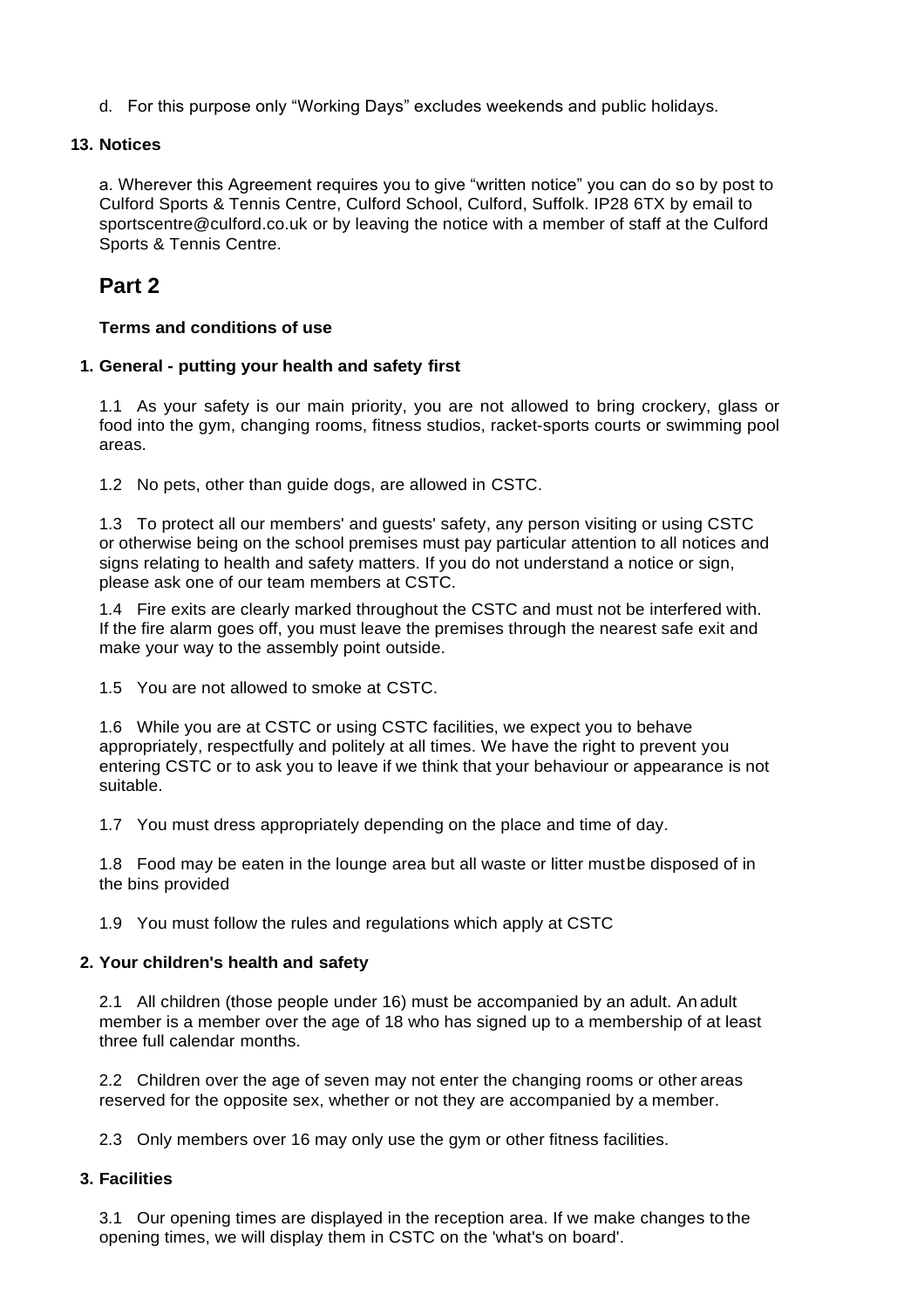d. For this purpose only "Working Days" excludes weekends and public holidays.

**13. Notices**

a. Wherever this Agreement requires you to give "written notice" you can do so by post to Culford Sports & Tennis Centre, Culford School, Culford, Suffolk. IP28 6TX by email to sportscentre@culford.co.uk or by leaving the notice with a member of staff at the Culford Sports & Tennis Centre.

# Part 2

**Terms and conditions of use**

**1. General - putting your health and safety first**

1.1 As your safety is our main priority, you are not allowed to bring crockery, glass or food into the gym, changing rooms, fitness studios, racket-sports courts or swimming pool areas.

1.2 No pets, other than guide dogs, are allowed in CSTC.

1.3 To protect all our members' and guests' safety, any person visiting or using CSTC or otherwise being on the school premises must pay particular attention to all notices and signs relating to health and safety matters. If you do not understand a notice or sign, please ask one of our team members at CSTC.

1.4 Fire exits are clearly marked throughout the CSTC and must not be interfered with. If the fire alarm goes off, you must leave the premises through the nearest safe exit and make your way to the assembly point outside.

1.5 You are not allowed to smoke at CSTC.

1.6 While you are at CSTC or using CSTC facilities, we expect you to behave appropriately, respectfully and politely at all times. We have the right to prevent you entering CSTC or to ask you to leave if we think that your behaviour or appearance is not suitable.

1.7 You must dress appropriately depending on the place and time of day.

1.8 Food may be eaten in the lounge area but all waste or litter mustbe disposed of in the bins provided

1.9 You must follow the rules and regulations which apply at CSTC

**2. Your children's health and safety**

2.1 All children (those people under 16) must be accompanied by an adult. An adult member is a member over the age of 18 who has signed up to a membership of at least three full calendar months.

2.2 Children over the age of seven may not enter the changing rooms or other areas reserved for the opposite sex, whether or not they are accompanied by a member.

2.3 Only members over 16 may only use the gym or other fitness facilities.

**3. Facilities**

3.1 Our opening times are displayed in the reception area. If we make changes to the opening times, we will display them in CSTC on the 'what's on board'.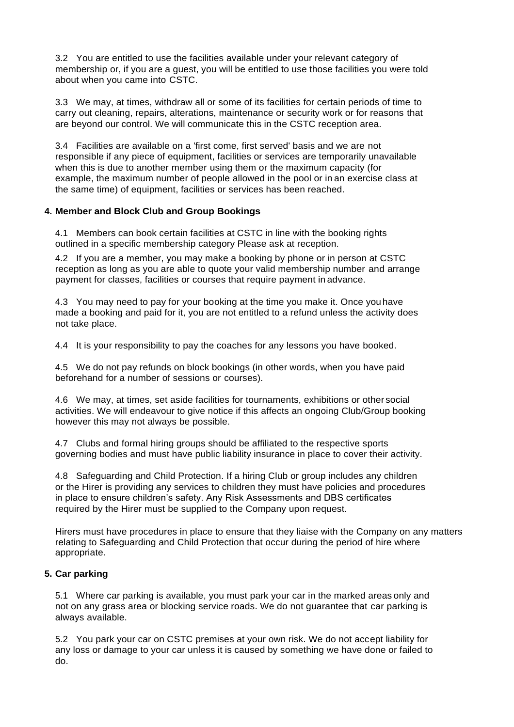3.2 You are entitled to use the facilities available under your relevant category of membership or, if you are a guest, you will be entitled to use those facilities you were told about when you came into CSTC.

3.3 We may, at times, withdraw all or some of its facilities for certain periods of time to carry out cleaning, repairs, alterations, maintenance or security work or for reasons that are beyond our control. We will communicate this in the CSTC reception area.

3.4 Facilities are available on a 'first come, first served' basis and we are not responsible if any piece of equipment, facilities or services are temporarily unavailable when this is due to another member using them or the maximum capacity (for example, the maximum number of people allowed in the pool or in an exercise class at the same time) of equipment, facilities or services has been reached.

**4. Member and Block Club and Group Bookings**

4.1 Members can book certain facilities at CSTC in line with the booking rights outlined in a specific membership category Please ask at reception.

4.2 If you are a member, you may make a booking by phone or in person at CSTC reception as long as you are able to quote your valid membership number and arrange payment for classes, facilities or courses that require payment in advance.

4.3 You may need to pay for your booking at the time you make it. Once you have made a booking and paid for it, you are not entitled to a refund unless the activity does not take place.

4.4 It is your responsibility to pay the coaches for any lessons you have booked.

4.5 We do not pay refunds on block bookings (in other words, when you have paid beforehand for a number of sessions or courses).

4.6 We may, at times, set aside facilities for tournaments, exhibitions or other social activities. We will endeavour to give notice if this affects an ongoing Club/Group booking however this may not always be possible.

4.7 Clubs and formal hiring groups should be affiliated to the respective sports governing bodies and must have public liability insurance in place to cover their activity.

4.8 Safeguarding and Child Protection. If a hiring Club or group includes any children or the Hirer is providing any services to children they must have policies and procedures in place to ensure children's safety. Any Risk Assessments and DBS certificates required by the Hirer must be supplied to the Company upon request.

Hirers must have procedures in place to ensure that they liaise with the Company on any matters relating to Safeguarding and Child Protection that occur during the period of hire where appropriate.

**5. Car parking**

5.1 Where car parking is available, you must park your car in the marked areas only and not on any grass area or blocking service roads. We do not guarantee that car parking is always available.

5.2 You park your car on CSTC premises at your own risk. We do not accept liability for any loss or damage to your car unless it is caused by something we have done or failed to do.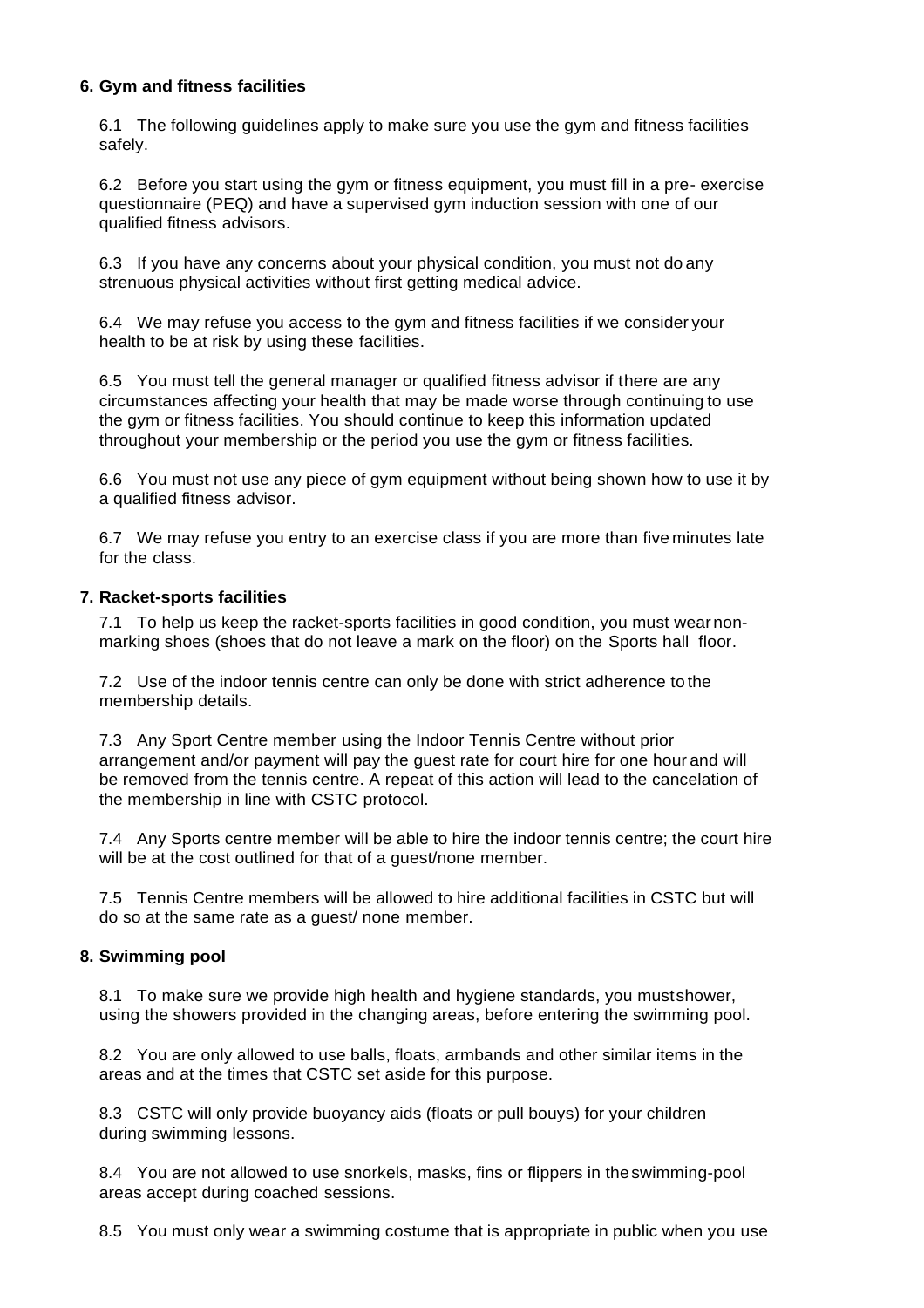### 6. Gym and fitness facilities

6.1 The following guidelines apply to make sure you use the gym and fitness facilities safely.

6.2 Before you start using the gym or fitness equipment, you must fill in a pre- exercise questionnaire (PEQ) and have a supervised gym induction session with one of our qualified fitness advisors.

6.3 If you have any concerns about your physical condition, you must not do any strenuous physical activities without first getting medical advice.

6.4 We may refuse you access to the gym and fitness facilities if we consider your health to be at risk by using these facilities.

6.5 You must tell the general manager or qualified fitness advisor if there are any circumstances affecting your health that may be made worse through continuing to use the gym or fitness facilities. You should continue to keep this information updated throughout your membership or the period you use the gym or fitness facilities.

6.6 You must not use any piece of gym equipment without being shown how to use it by a qualified fitness advisor.

6.7 We may refuse you entry to an exercise class if you are more than five minutes late for the class.

### 7. Racket-sports facilities

7.1 To help us keep the racket-sports facilities in good condition, you must wear non-marking shoes (shoes that do not leave a mark on the floor) on the Sports hall floor.

7.2 Use of the indoor tennis centre can only be done with strict adherence to the membership details.

7.3 Any Sport Centre member using the Indoor Tennis Centre without prior arrangement and/or payment will pay the guest rate for court hire for one hour and will be removed from the tennis centre. A repeat of this action will lead to the cancelation of the membership in line with CSTC protocol.

7.4 Any Sports centre member will be able to hire the indoor tennis centre; the court hire will be at the cost outlined for that of a guest/none member.

7.5 Tennis Centre members will be allowed to hire additional facilities in CSTC but will do so at the same rate as a guest/ none member.

### 8. Swimming pool

8.1 To make sure we provide high health and hygiene standards, you must shower, using the showers provided in the changing areas, before entering the swimming pool.

8.2 You are only allowed to use balls, floats, armbands and other similar items in the areas and at the times that CSTC set aside for this purpose.

8.3 CSTC will only provide buoyancy aids (floats or pull bouys) for your children during swimming lessons.

8.4 You are not allowed to use snorkels, masks, fins or flippers in the swimming-pool areas accept during coached sessions.

8.5 You must only wear a swimming costume that is appropriate in public when you use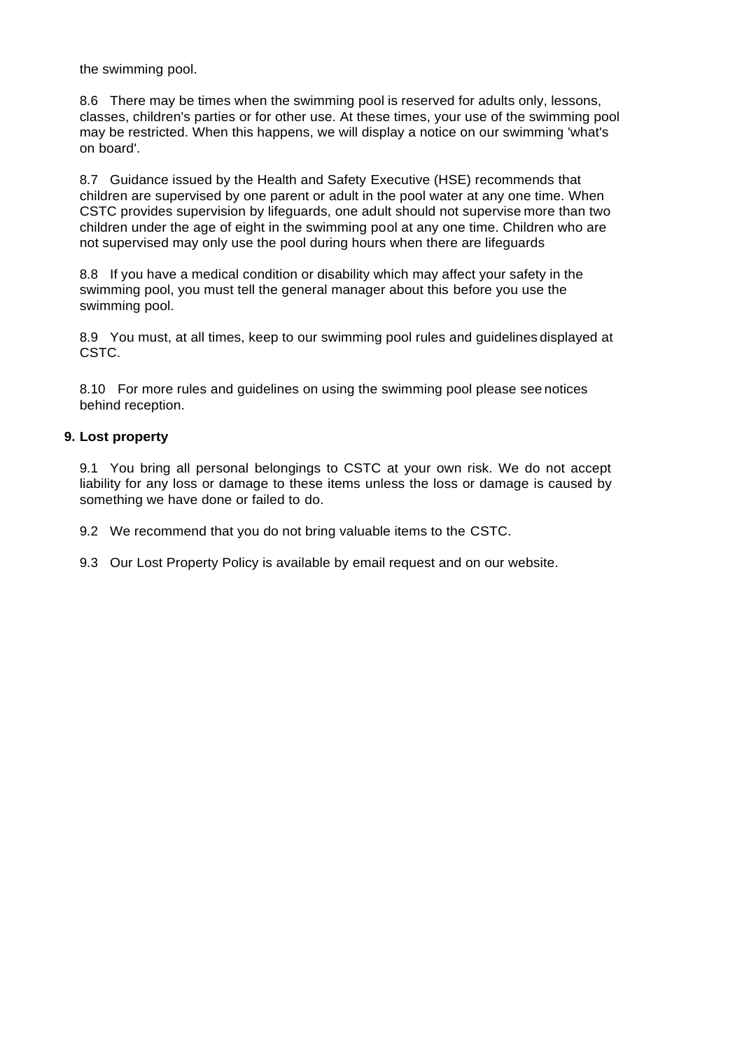the swimming pool.

8.6 There may be times when the swimming pool is reserved for adults only, lessons, classes, children's parties or for other use. At these times, your use of the swimming pool may be restricted. When this happens, we will display a notice on our swimming 'what's on board'.

8.7 Guidance issued by the Health and Safety Executive (HSE) recommends that children are supervised by one parent or adult in the pool water at any one time. When CSTC provides supervision by lifeguards, one adult should not supervise more than two children under the age of eight in the swimming pool at any one time. Children who are not supervised may only use the pool during hours when there are lifeguards

8.8 If you have a medical condition or disability which may affect your safety in the swimming pool, you must tell the general manager about this before you use the swimming pool.

8.9 You must, at all times, keep to our swimming pool rules and guidelines displayed at CSTC.

8.10 For more rules and guidelines on using the swimming pool please see notices behind reception.

**9. Lost property**

9.1 You bring all personal belongings to CSTC at your own risk. We do not accept liability for any loss or damage to these items unless the loss or damage is caused by something we have done or failed to do.

9.2 We recommend that you do not bring valuable items to the CSTC.

9.3 Our Lost Property Policy is available by email request and on our website.